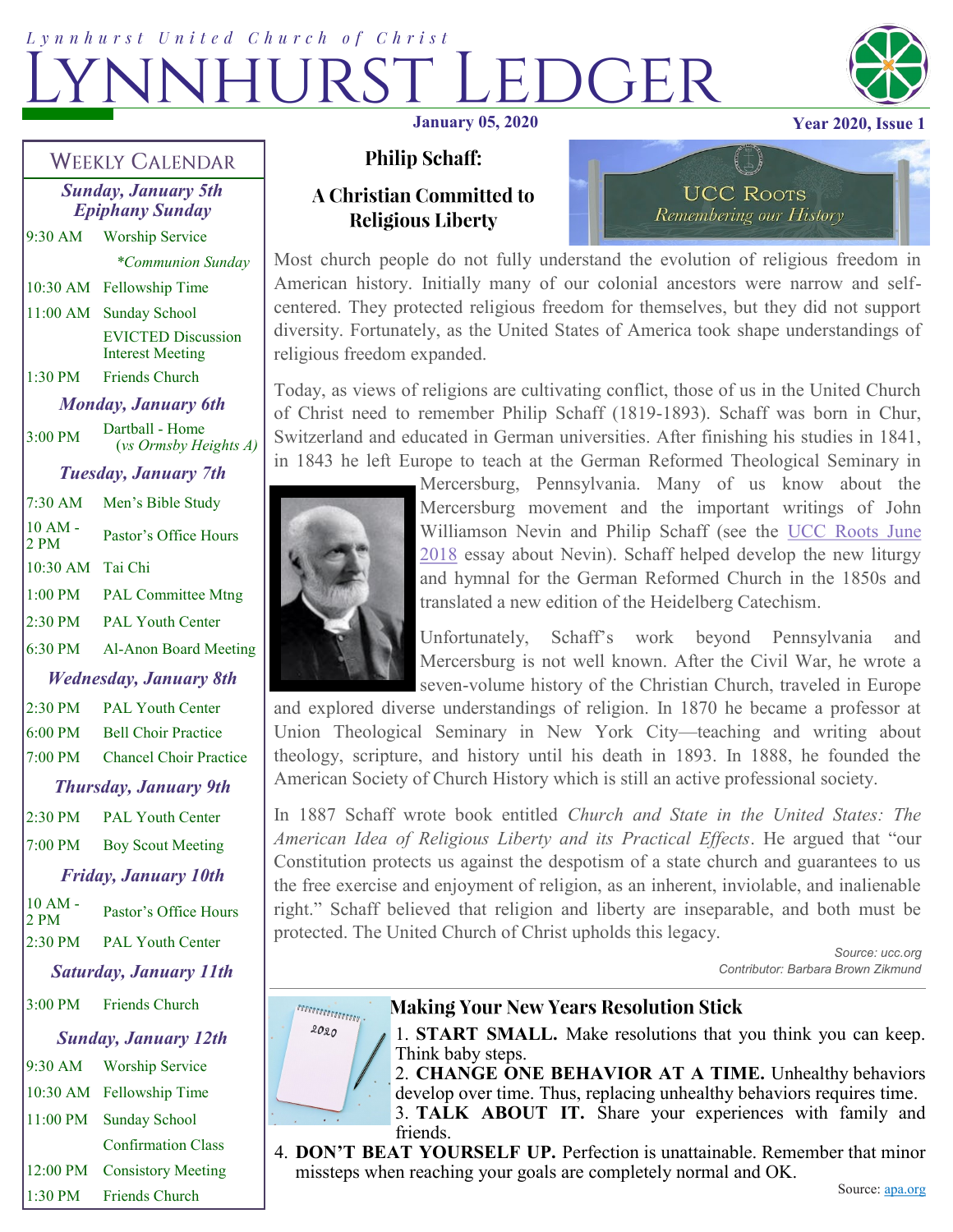Lynnhurst United Church of Christ

# LYNNHURST LEDGER

**January 05, 2020** **Year 2020, Issue 1**

## Weekly Calendar

***Sunday, January 5th Epiphany Sunday***

| | |
|---|---|
| 9:30 AM | Worship Service |
| | *\*Communion Sunday* |
| 10:30 AM | Fellowship Time |
| 11:00 AM | Sunday School |
| | EVICTED Discussion Interest Meeting |
| 1:30 PM | Friends Church |

***Monday, January 6th***

| | |
|---|---|
| 3:00 PM | Dartball - Home (*vs Ormsby Heights A*) |

***Tuesday, January 7th***

| | |
|---|---|
| 7:30 AM | Men's Bible Study |
| 10 AM - 2 PM | Pastor's Office Hours |
| 10:30 AM | Tai Chi |
| 1:00 PM | PAL Committee Mtng |
| 2:30 PM | PAL Youth Center |
| 6:30 PM | Al-Anon Board Meeting |

***Wednesday, January 8th***

| | |
|---|---|
| 2:30 PM | PAL Youth Center |
| 6:00 PM | Bell Choir Practice |
| 7:00 PM | Chancel Choir Practice |

***Thursday, January 9th***

| | |
|---|---|
| 2:30 PM | PAL Youth Center |
| 7:00 PM | Boy Scout Meeting |

***Friday, January 10th***

| | |
|---|---|
| 10 AM - 2 PM | Pastor's Office Hours |
| 2:30 PM | PAL Youth Center |

***Saturday, January 11th***

| | |
|---|---|
| 3:00 PM | Friends Church |

***Sunday, January 12th***

| | |
|---|---|
| 9:30 AM | Worship Service |
| 10:30 AM | Fellowship Time |
| 11:00 PM | Sunday School |
| | Confirmation Class |
| 12:00 PM | Consistory Meeting |
| 1:30 PM | Friends Church |

## Philip Schaff: A Christian Committed to Religious Liberty

UCC Roots
*Remembering our History*

Most church people do not fully understand the evolution of religious freedom in American history. Initially many of our colonial ancestors were narrow and self-centered. They protected religious freedom for themselves, but they did not support diversity. Fortunately, as the United States of America took shape understandings of religious freedom expanded.

Today, as views of religions are cultivating conflict, those of us in the United Church of Christ need to remember Philip Schaff (1819-1893). Schaff was born in Chur, Switzerland and educated in German universities. After finishing his studies in 1841, in 1843 he left Europe to teach at the German Reformed Theological Seminary in Mercersburg, Pennsylvania. Many of us know about the Mercersburg movement and the important writings of John Williamson Nevin and Philip Schaff (see the UCC Roots June 2018 essay about Nevin). Schaff helped develop the new liturgy and hymnal for the German Reformed Church in the 1850s and translated a new edition of the Heidelberg Catechism.

Unfortunately, Schaff's work beyond Pennsylvania and Mercersburg is not well known. After the Civil War, he wrote a seven-volume history of the Christian Church, traveled in Europe and explored diverse understandings of religion. In 1870 he became a professor at Union Theological Seminary in New York City—teaching and writing about theology, scripture, and history until his death in 1893. In 1888, he founded the American Society of Church History which is still an active professional society.

In 1887 Schaff wrote book entitled *Church and State in the United States: The American Idea of Religious Liberty and its Practical Effects*. He argued that "our Constitution protects us against the despotism of a state church and guarantees to us the free exercise and enjoyment of religion, as an inherent, inviolable, and inalienable right." Schaff believed that religion and liberty are inseparable, and both must be protected. The United Church of Christ upholds this legacy.

*Source: ucc.org*
*Contributor: Barbara Brown Zikmund*

## Making Your New Years Resolution Stick

1. **START SMALL.** Make resolutions that you think you can keep. Think baby steps.
2. **CHANGE ONE BEHAVIOR AT A TIME.** Unhealthy behaviors develop over time. Thus, replacing unhealthy behaviors requires time.
3. **TALK ABOUT IT.** Share your experiences with family and friends.
4. **DON'T BEAT YOURSELF UP.** Perfection is unattainable. Remember that minor missteps when reaching your goals are completely normal and OK.

Source: apa.org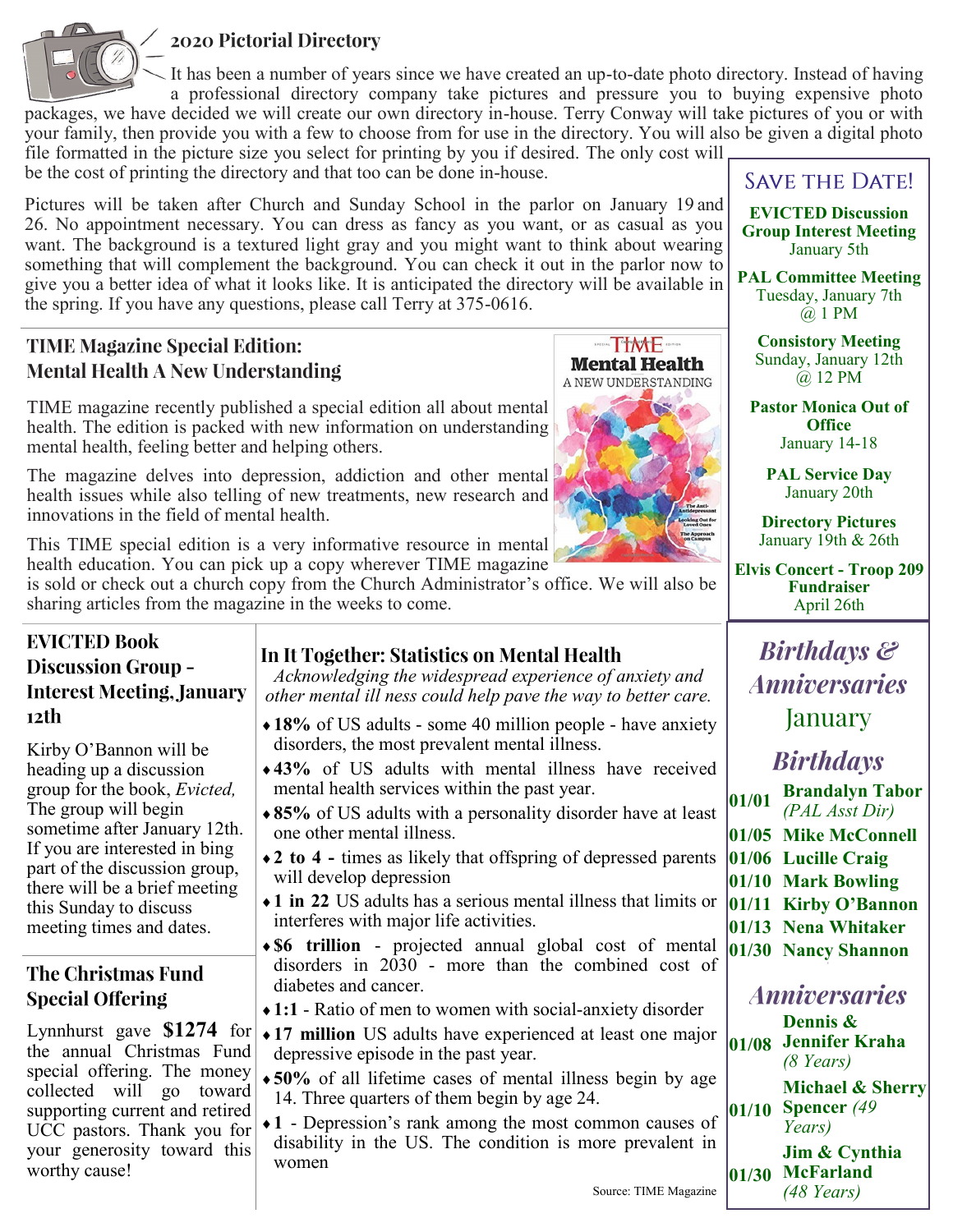## 2020 Pictorial Directory

It has been a number of years since we have created an up-to-date photo directory. Instead of having a professional directory company take pictures and pressure you to buying expensive photo packages, we have decided we will create our own directory in-house. Terry Conway will take pictures of you or with your family, then provide you with a few to choose from for use in the directory. You will also be given a digital photo file formatted in the picture size you select for printing by you if desired. The only cost will be the cost of printing the directory and that too can be done in-house.

Pictures will be taken after Church and Sunday School in the parlor on January 19 and 26. No appointment necessary. You can dress as fancy as you want, or as casual as you want. The background is a textured light gray and you might want to think about wearing something that will complement the background. You can check it out in the parlor now to give you a better idea of what it looks like. It is anticipated the directory will be available in the spring. If you have any questions, please call Terry at 375-0616.

## TIME Magazine Special Edition: Mental Health A New Understanding

TIME magazine recently published a special edition all about mental health. The edition is packed with new information on understanding mental health, feeling better and helping others.

The magazine delves into depression, addiction and other mental health issues while also telling of new treatments, new research and innovations in the field of mental health.

This TIME special edition is a very informative resource in mental health education. You can pick up a copy wherever TIME magazine is sold or check out a church copy from the Church Administrator's office. We will also be sharing articles from the magazine in the weeks to come.

## EVICTED Book Discussion Group - Interest Meeting, January 12th

Kirby O'Bannon will be heading up a discussion group for the book, *Evicted,* The group will begin sometime after January 12th. If you are interested in bing part of the discussion group, there will be a brief meeting this Sunday to discuss meeting times and dates.

## The Christmas Fund Special Offering

Lynnhurst gave **$1274** for the annual Christmas Fund special offering. The money collected will go toward supporting current and retired UCC pastors. Thank you for your generosity toward this worthy cause!

## In It Together: Statistics on Mental Health

*Acknowledging the widespread experience of anxiety and other mental ill ness could help pave the way to better care.*

- **18%** of US adults - some 40 million people - have anxiety disorders, the most prevalent mental illness.
- **43%** of US adults with mental illness have received mental health services within the past year.
- **85%** of US adults with a personality disorder have at least one other mental illness.
- **2 to 4 -** times as likely that offspring of depressed parents will develop depression
- **1 in 22** US adults has a serious mental illness that limits or interferes with major life activities.
- **$6 trillion** - projected annual global cost of mental disorders in 2030 - more than the combined cost of diabetes and cancer.
- **1:1** - Ratio of men to women with social-anxiety disorder
- **17 million** US adults have experienced at least one major depressive episode in the past year.
- **50%** of all lifetime cases of mental illness begin by age 14. Three quarters of them begin by age 24.
- **1** - Depression's rank among the most common causes of disability in the US. The condition is more prevalent in women

Source: TIME Magazine

## Save the Date!

**EVICTED Discussion Group Interest Meeting**
January 5th

**PAL Committee Meeting**
Tuesday, January 7th @ 1 PM

**Consistory Meeting**
Sunday, January 12th @ 12 PM

**Pastor Monica Out of Office**
January 14-18

**PAL Service Day**
January 20th

**Directory Pictures**
January 19th & 26th

**Elvis Concert - Troop 209 Fundraiser**
April 26th

## *Birthdays & Anniversaries*

### January

### *Birthdays*

**01/01** **Brandalyn Tabor** *(PAL Asst Dir)*
**01/05** **Mike McConnell**
**01/06** **Lucille Craig**
**01/10** **Mark Bowling**
**01/11** **Kirby O'Bannon**
**01/13** **Nena Whitaker**
**01/30** **Nancy Shannon**

### *Anniversaries*

**01/08** **Dennis & Jennifer Kraha** *(8 Years)*
**01/10** **Michael & Sherry Spencer** *(49 Years)*
**01/30** **Jim & Cynthia McFarland** *(48 Years)*